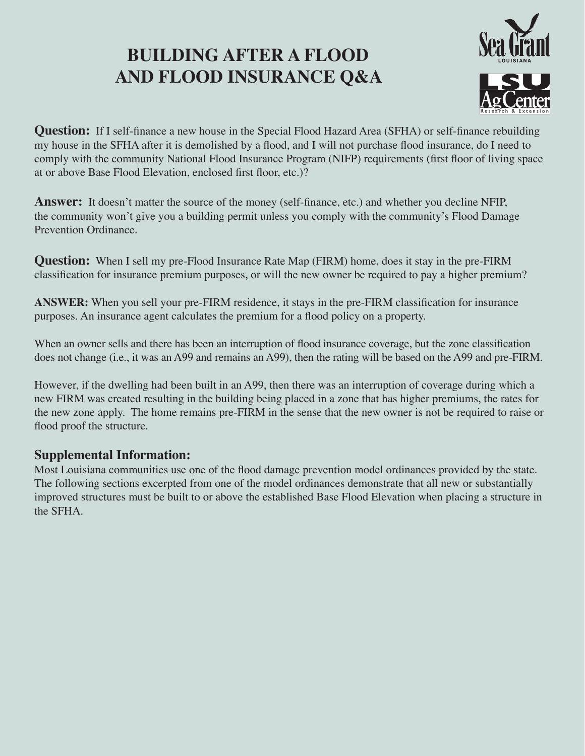# BUILDING AFTER A FLOOD AND FLOOD INSURANCE Q&A

**Question:** If I self-finance a new house in the Special Flood Hazard Area (SFHA) or self-finance rebuilding my house in the SFHA after it is demolished by a flood, and I will not purchase flood insurance, do I need to comply with the community National Flood Insurance Program (NIFP) requirements (first floor of living space at or above Base Flood Elevation, enclosed first floor, etc.)?

**Answer:** It doesn't matter the source of the money (self-finance, etc.) and whether you decline NFIP, the community won't give you a building permit unless you comply with the community's Flood Damage Prevention Ordinance.

**Question:** When I sell my pre-Flood Insurance Rate Map (FIRM) home, does it stay in the pre-FIRM classification for insurance premium purposes, or will the new owner be required to pay a higher premium?

**ANSWER:** When you sell your pre-FIRM residence, it stays in the pre-FIRM classification for insurance purposes. An insurance agent calculates the premium for a flood policy on a property.

When an owner sells and there has been an interruption of flood insurance coverage, but the zone classification does not change (i.e., it was an A99 and remains an A99), then the rating will be based on the A99 and pre-FIRM.

However, if the dwelling had been built in an A99, then there was an interruption of coverage during which a new FIRM was created resulting in the building being placed in a zone that has higher premiums, the rates for the new zone apply. The home remains pre-FIRM in the sense that the new owner is not be required to raise or flood proof the structure.

## Supplemental Information:

Most Louisiana communities use one of the flood damage prevention model ordinances provided by the state. The following sections excerpted from one of the model ordinances demonstrate that all new or substantially improved structures must be built to or above the established Base Flood Elevation when placing a structure in the SFHA.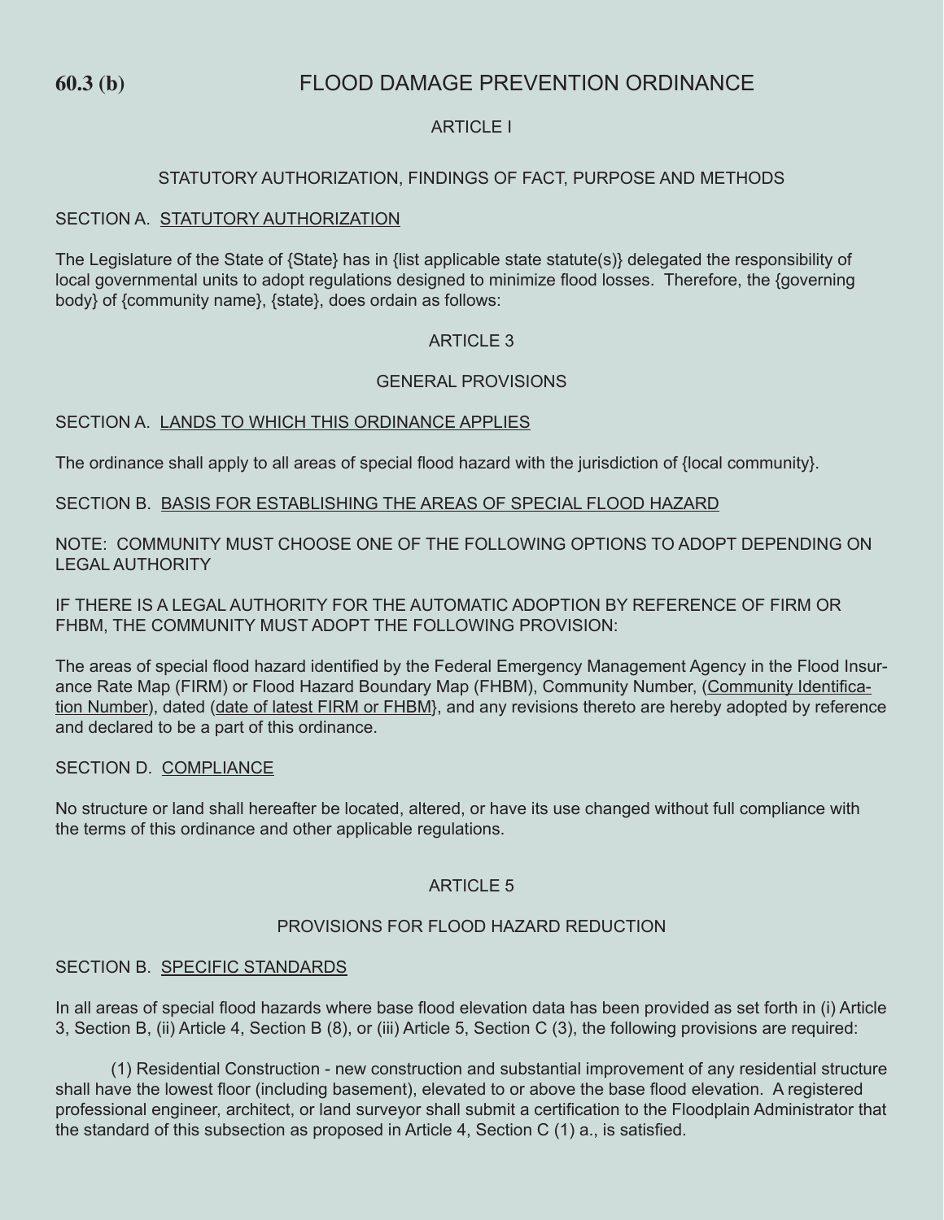**60.3 (b)** FLOOD DAMAGE PREVENTION ORDINANCE

ARTICLE I

STATUTORY AUTHORIZATION, FINDINGS OF FACT, PURPOSE AND METHODS

SECTION A. STATUTORY AUTHORIZATION

The Legislature of the State of {State} has in {list applicable state statute(s)} delegated the responsibility of local governmental units to adopt regulations designed to minimize flood losses. Therefore, the {governing body} of {community name}, {state}, does ordain as follows:

ARTICLE 3

GENERAL PROVISIONS

SECTION A. LANDS TO WHICH THIS ORDINANCE APPLIES

The ordinance shall apply to all areas of special flood hazard with the jurisdiction of {local community}.

SECTION B. BASIS FOR ESTABLISHING THE AREAS OF SPECIAL FLOOD HAZARD

NOTE: COMMUNITY MUST CHOOSE ONE OF THE FOLLOWING OPTIONS TO ADOPT DEPENDING ON LEGAL AUTHORITY

IF THERE IS A LEGAL AUTHORITY FOR THE AUTOMATIC ADOPTION BY REFERENCE OF FIRM OR FHBM, THE COMMUNITY MUST ADOPT THE FOLLOWING PROVISION:

The areas of special flood hazard identified by the Federal Emergency Management Agency in the Flood Insurance Rate Map (FIRM) or Flood Hazard Boundary Map (FHBM), Community Number, (Community Identification Number), dated (date of latest FIRM or FHBM}, and any revisions thereto are hereby adopted by reference and declared to be a part of this ordinance.

SECTION D. COMPLIANCE

No structure or land shall hereafter be located, altered, or have its use changed without full compliance with the terms of this ordinance and other applicable regulations.

ARTICLE 5

PROVISIONS FOR FLOOD HAZARD REDUCTION

SECTION B. SPECIFIC STANDARDS

In all areas of special flood hazards where base flood elevation data has been provided as set forth in (i) Article 3, Section B, (ii) Article 4, Section B (8), or (iii) Article 5, Section C (3), the following provisions are required:

(1) Residential Construction - new construction and substantial improvement of any residential structure shall have the lowest floor (including basement), elevated to or above the base flood elevation. A registered professional engineer, architect, or land surveyor shall submit a certification to the Floodplain Administrator that the standard of this subsection as proposed in Article 4, Section C (1) a., is satisfied.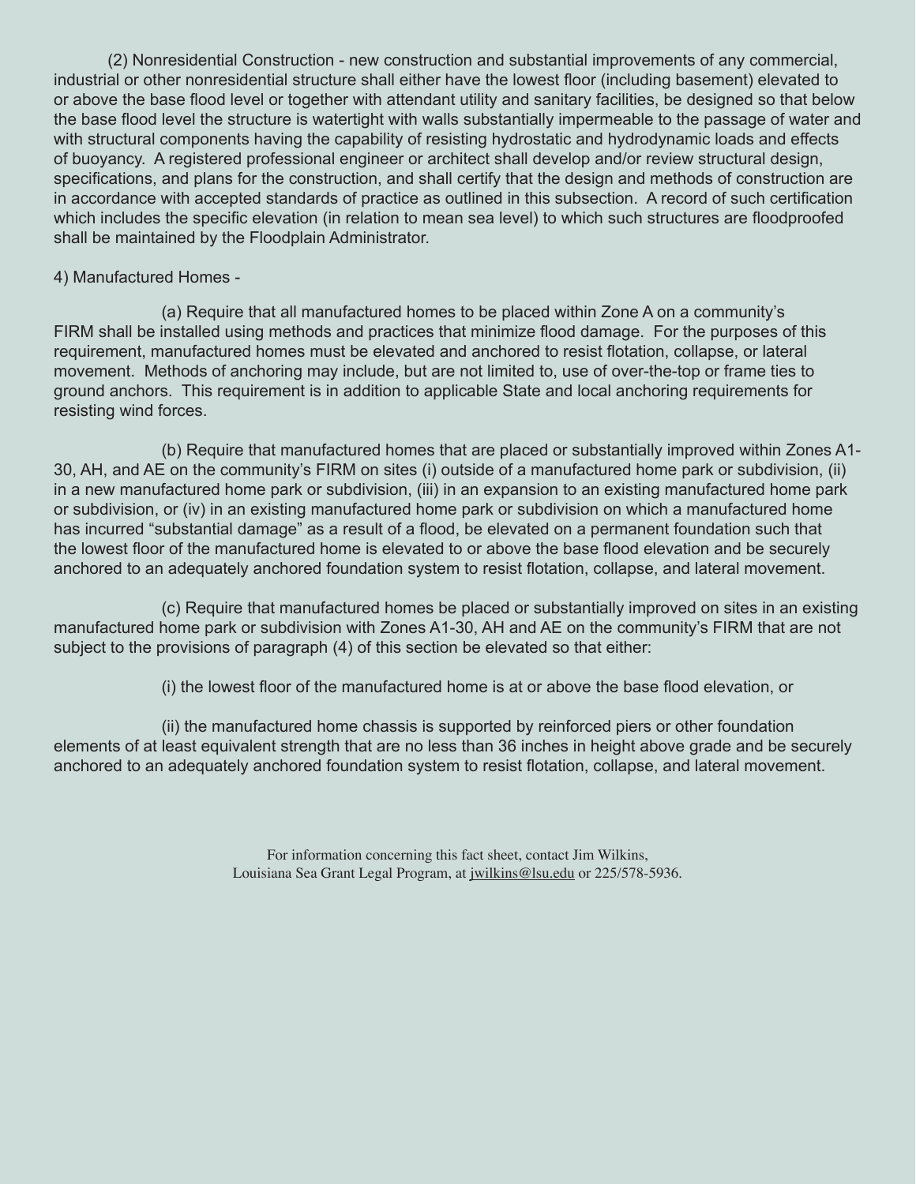(2) Nonresidential Construction - new construction and substantial improvements of any commercial, industrial or other nonresidential structure shall either have the lowest floor (including basement) elevated to or above the base flood level or together with attendant utility and sanitary facilities, be designed so that below the base flood level the structure is watertight with walls substantially impermeable to the passage of water and with structural components having the capability of resisting hydrostatic and hydrodynamic loads and effects of buoyancy. A registered professional engineer or architect shall develop and/or review structural design, specifications, and plans for the construction, and shall certify that the design and methods of construction are in accordance with accepted standards of practice as outlined in this subsection. A record of such certification which includes the specific elevation (in relation to mean sea level) to which such structures are floodproofed shall be maintained by the Floodplain Administrator.

4) Manufactured Homes -

(a) Require that all manufactured homes to be placed within Zone A on a community's FIRM shall be installed using methods and practices that minimize flood damage. For the purposes of this requirement, manufactured homes must be elevated and anchored to resist flotation, collapse, or lateral movement. Methods of anchoring may include, but are not limited to, use of over-the-top or frame ties to ground anchors. This requirement is in addition to applicable State and local anchoring requirements for resisting wind forces.

(b) Require that manufactured homes that are placed or substantially improved within Zones A1-30, AH, and AE on the community's FIRM on sites (i) outside of a manufactured home park or subdivision, (ii) in a new manufactured home park or subdivision, (iii) in an expansion to an existing manufactured home park or subdivision, or (iv) in an existing manufactured home park or subdivision on which a manufactured home has incurred "substantial damage" as a result of a flood, be elevated on a permanent foundation such that the lowest floor of the manufactured home is elevated to or above the base flood elevation and be securely anchored to an adequately anchored foundation system to resist flotation, collapse, and lateral movement.

(c) Require that manufactured homes be placed or substantially improved on sites in an existing manufactured home park or subdivision with Zones A1-30, AH and AE on the community's FIRM that are not subject to the provisions of paragraph (4) of this section be elevated so that either:

(i) the lowest floor of the manufactured home is at or above the base flood elevation, or

(ii) the manufactured home chassis is supported by reinforced piers or other foundation elements of at least equivalent strength that are no less than 36 inches in height above grade and be securely anchored to an adequately anchored foundation system to resist flotation, collapse, and lateral movement.

For information concerning this fact sheet, contact Jim Wilkins, Louisiana Sea Grant Legal Program, at jwilkins@lsu.edu or 225/578-5936.